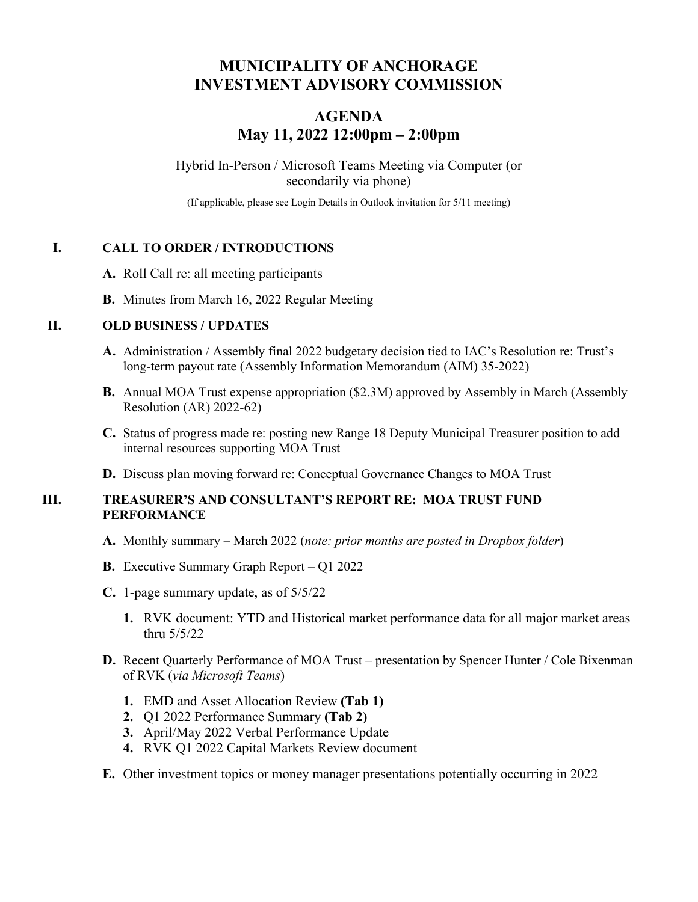# MUNICIPALITY OF ANCHORAGE
# INVESTMENT ADVISORY COMMISSION

## AGENDA
## May 11, 2022 12:00pm – 2:00pm

Hybrid In-Person / Microsoft Teams Meeting via Computer (or secondarily via phone)

(If applicable, please see Login Details in Outlook invitation for 5/11 meeting)

### I. CALL TO ORDER / INTRODUCTIONS

**A.** Roll Call re: all meeting participants

**B.** Minutes from March 16, 2022 Regular Meeting

### II. OLD BUSINESS / UPDATES

**A.** Administration / Assembly final 2022 budgetary decision tied to IAC's Resolution re: Trust's long-term payout rate (Assembly Information Memorandum (AIM) 35-2022)

**B.** Annual MOA Trust expense appropriation ($2.3M) approved by Assembly in March (Assembly Resolution (AR) 2022-62)

**C.** Status of progress made re: posting new Range 18 Deputy Municipal Treasurer position to add internal resources supporting MOA Trust

**D.** Discuss plan moving forward re: Conceptual Governance Changes to MOA Trust

### III. TREASURER'S AND CONSULTANT'S REPORT RE: MOA TRUST FUND PERFORMANCE

**A.** Monthly summary – March 2022 (*note: prior months are posted in Dropbox folder*)

**B.** Executive Summary Graph Report – Q1 2022

**C.** 1-page summary update, as of 5/5/22

1. RVK document: YTD and Historical market performance data for all major market areas thru 5/5/22

**D.** Recent Quarterly Performance of MOA Trust – presentation by Spencer Hunter / Cole Bixenman of RVK (*via Microsoft Teams*)

1. EMD and Asset Allocation Review **(Tab 1)**
2. Q1 2022 Performance Summary **(Tab 2)**
3. April/May 2022 Verbal Performance Update
4. RVK Q1 2022 Capital Markets Review document

**E.** Other investment topics or money manager presentations potentially occurring in 2022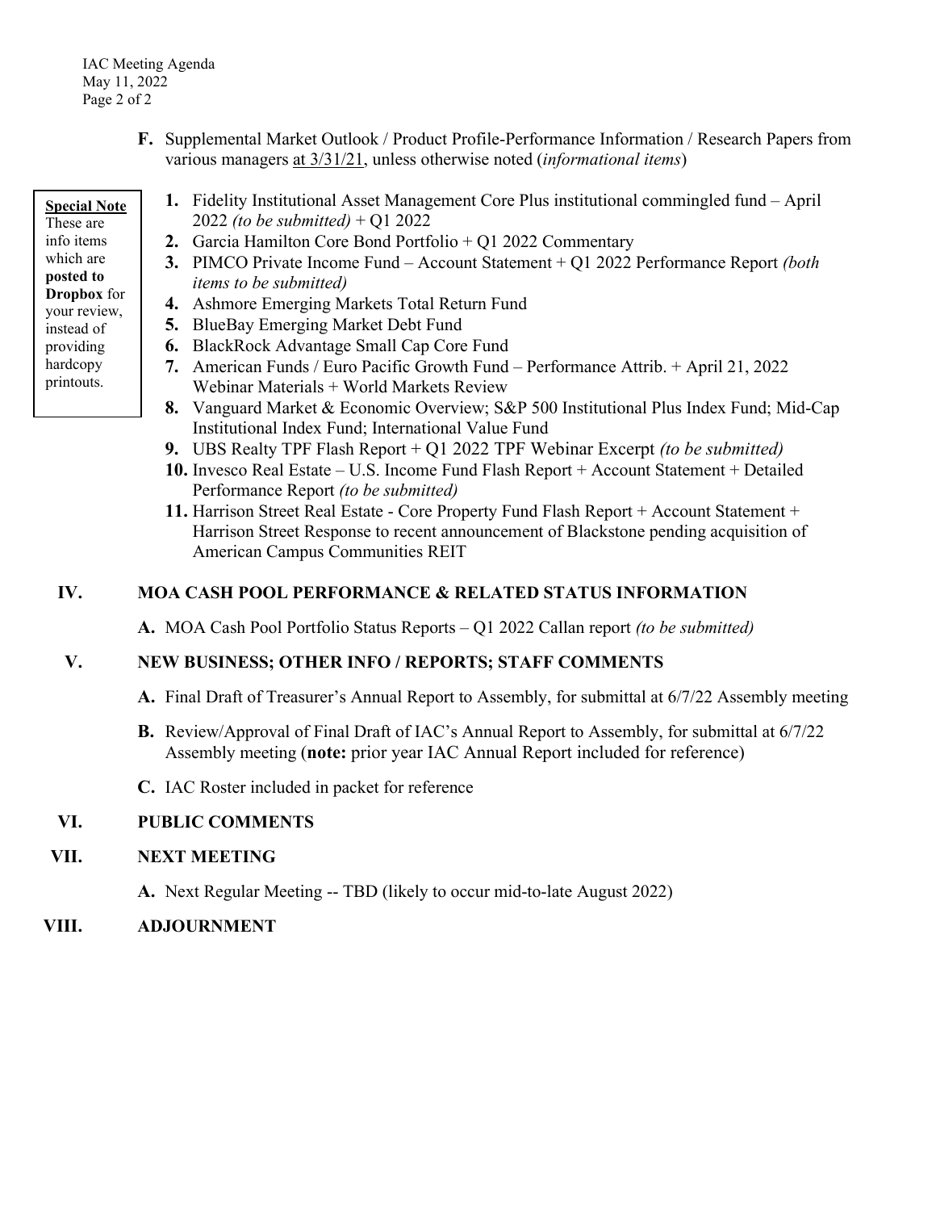**F.** Supplemental Market Outlook / Product Profile-Performance Information / Research Papers from various managers at 3/31/21, unless otherwise noted (*informational items*)

> **Special Note**
> These are info items which are **posted to Dropbox** for your review, instead of providing hardcopy printouts.

1. Fidelity Institutional Asset Management Core Plus institutional commingled fund – April 2022 *(to be submitted)* + Q1 2022
2. Garcia Hamilton Core Bond Portfolio + Q1 2022 Commentary
3. PIMCO Private Income Fund – Account Statement + Q1 2022 Performance Report *(both items to be submitted)*
4. Ashmore Emerging Markets Total Return Fund
5. BlueBay Emerging Market Debt Fund
6. BlackRock Advantage Small Cap Core Fund
7. American Funds / Euro Pacific Growth Fund – Performance Attrib. + April 21, 2022 Webinar Materials + World Markets Review
8. Vanguard Market & Economic Overview; S&P 500 Institutional Plus Index Fund; Mid-Cap Institutional Index Fund; International Value Fund
9. UBS Realty TPF Flash Report + Q1 2022 TPF Webinar Excerpt *(to be submitted)*
10. Invesco Real Estate – U.S. Income Fund Flash Report + Account Statement + Detailed Performance Report *(to be submitted)*
11. Harrison Street Real Estate - Core Property Fund Flash Report + Account Statement + Harrison Street Response to recent announcement of Blackstone pending acquisition of American Campus Communities REIT

## IV. MOA CASH POOL PERFORMANCE & RELATED STATUS INFORMATION

**A.** MOA Cash Pool Portfolio Status Reports – Q1 2022 Callan report *(to be submitted)*

## V. NEW BUSINESS; OTHER INFO / REPORTS; STAFF COMMENTS

**A.** Final Draft of Treasurer's Annual Report to Assembly, for submittal at 6/7/22 Assembly meeting

**B.** Review/Approval of Final Draft of IAC's Annual Report to Assembly, for submittal at 6/7/22 Assembly meeting (**note:** prior year IAC Annual Report included for reference)

**C.** IAC Roster included in packet for reference

## VI. PUBLIC COMMENTS

## VII. NEXT MEETING

**A.** Next Regular Meeting -- TBD (likely to occur mid-to-late August 2022)

## VIII. ADJOURNMENT